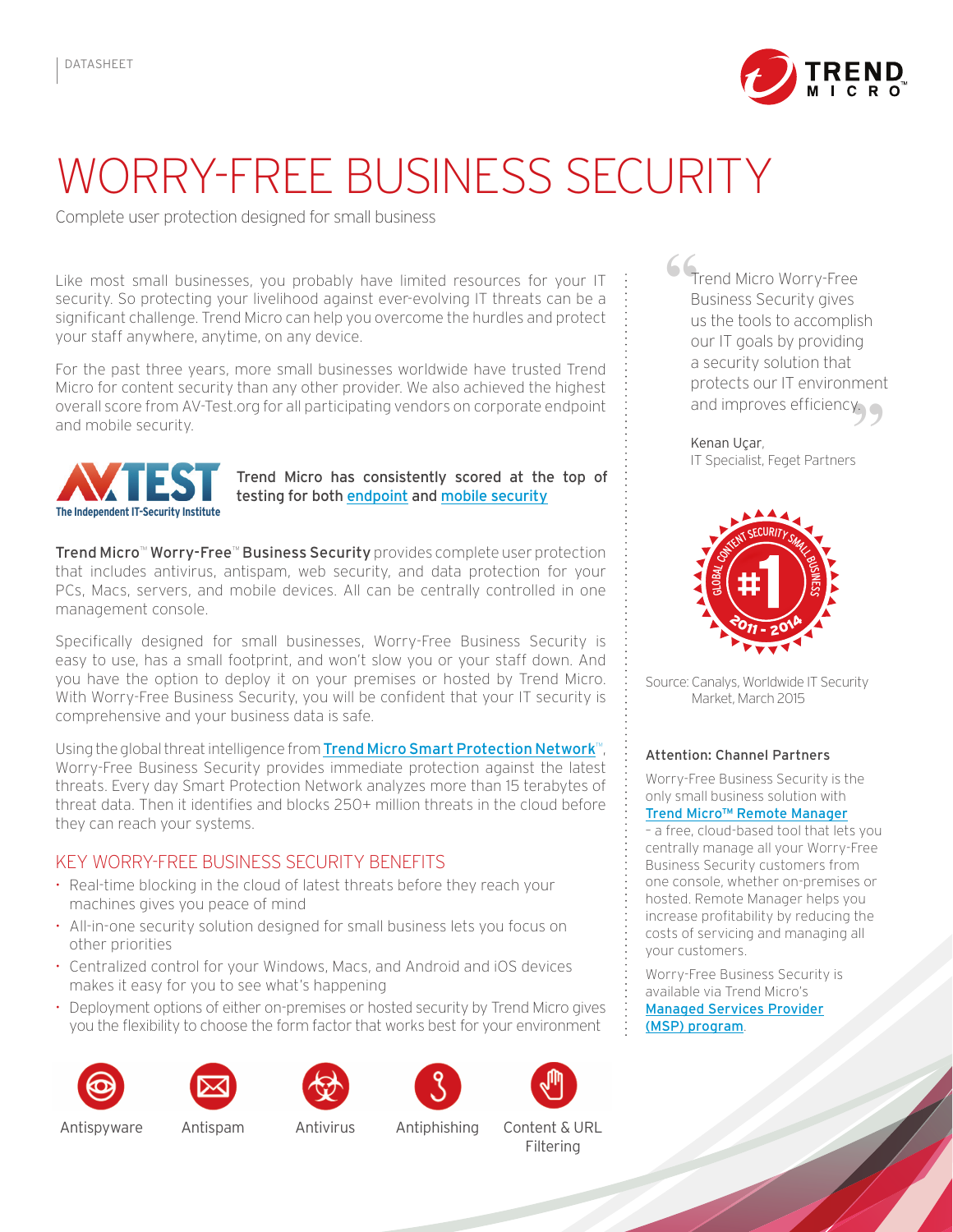DATASHEET

# WORRY-FREE BUSINESS SECURITY

Complete user protection designed for small business

Like most small businesses, you probably have limited resources for your IT security. So protecting your livelihood against ever-evolving IT threats can be a significant challenge. Trend Micro can help you overcome the hurdles and protect your staff anywhere, anytime, on any device.

For the past three years, more small businesses worldwide have trusted Trend Micro for content security than any other provider. We also achieved the highest overall score from AV-Test.org for all participating vendors on corporate endpoint and mobile security.

AV TEST – The Independent IT-Security Institute

**Trend Micro has consistently scored at the top of testing for both endpoint and mobile security**

**Trend Micro™ Worry-Free™ Business Security** provides complete user protection that includes antivirus, antispam, web security, and data protection for your PCs, Macs, servers, and mobile devices. All can be centrally controlled in one management console.

Specifically designed for small businesses, Worry-Free Business Security is easy to use, has a small footprint, and won't slow you or your staff down. And you have the option to deploy it on your premises or hosted by Trend Micro. With Worry-Free Business Security, you will be confident that your IT security is comprehensive and your business data is safe.

Using the global threat intelligence from **Trend Micro Smart Protection Network™**, Worry-Free Business Security provides immediate protection against the latest threats. Every day Smart Protection Network analyzes more than 15 terabytes of threat data. Then it identifies and blocks 250+ million threats in the cloud before they can reach your systems.

## KEY WORRY-FREE BUSINESS SECURITY BENEFITS

- Real-time blocking in the cloud of latest threats before they reach your machines gives you peace of mind
- All-in-one security solution designed for small business lets you focus on other priorities
- Centralized control for your Windows, Macs, and Android and iOS devices makes it easy for you to see what's happening
- Deployment options of either on-premises or hosted security by Trend Micro gives you the flexibility to choose the form factor that works best for your environment

Antispyware | Antispam | Antivirus | Antiphishing | Content & URL Filtering

"Trend Micro Worry-Free Business Security gives us the tools to accomplish our IT goals by providing a security solution that protects our IT environment and improves efficiency."

Kenan Uçar,
IT Specialist, Feget Partners

GLOBAL CONTENT SECURITY SMALL BUSINESS #1 2011 - 2014

Source: Canalys, Worldwide IT Security Market, March 2015

**Attention: Channel Partners**

Worry-Free Business Security is the only small business solution with **Trend Micro™ Remote Manager** – a free, cloud-based tool that lets you centrally manage all your Worry-Free Business Security customers from one console, whether on-premises or hosted. Remote Manager helps you increase profitability by reducing the costs of servicing and managing all your customers.

Worry-Free Business Security is available via Trend Micro's **Managed Services Provider (MSP) program**.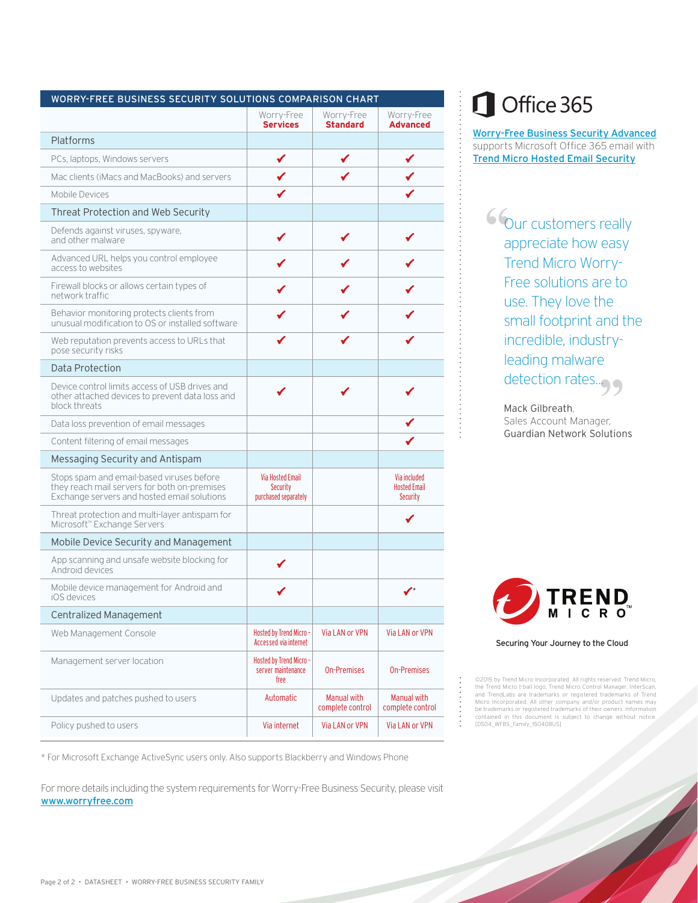## WORRY-FREE BUSINESS SECURITY SOLUTIONS COMPARISON CHART

| | Worry-Free **Services** | Worry-Free **Standard** | Worry-Free **Advanced** |
|---|---|---|---|
| **Platforms** | | | |
| PCs, laptops, Windows servers | ✔ | ✔ | ✔ |
| Mac clients (iMacs and MacBooks) and servers | ✔ | ✔ | ✔ |
| Mobile Devices | ✔ | | ✔ |
| **Threat Protection and Web Security** | | | |
| Defends against viruses, spyware, and other malware | ✔ | ✔ | ✔ |
| Advanced URL helps you control employee access to websites | ✔ | ✔ | ✔ |
| Firewall blocks or allows certain types of network traffic | ✔ | ✔ | ✔ |
| Behavior monitoring protects clients from unusual modification to OS or installed software | ✔ | ✔ | ✔ |
| Web reputation prevents access to URLs that pose security risks | ✔ | ✔ | ✔ |
| **Data Protection** | | | |
| Device control limits access of USB drives and other attached devices to prevent data loss and block threats | ✔ | ✔ | ✔ |
| Data loss prevention of email messages | | | ✔ |
| Content filtering of email messages | | | ✔ |
| **Messaging Security and Antispam** | | | |
| Stops spam and email-based viruses before they reach mail servers for both on-premises Exchange servers and hosted email solutions | Via Hosted Email Security purchased separately | | Via included Hosted Email Security |
| Threat protection and multi-layer antispam for Microsoft™ Exchange Servers | | | ✔ |
| **Mobile Device Security and Management** | | | |
| App scanning and unsafe website blocking for Android devices | ✔ | | |
| Mobile device management for Android and iOS devices | ✔ | | ✔* |
| **Centralized Management** | | | |
| Web Management Console | Hosted by Trend Micro - Accessed via internet | Via LAN or VPN | Via LAN or VPN |
| Management server location | Hosted by Trend Micro - server maintenance free | On-Premises | On-Premises |
| Updates and patches pushed to users | Automatic | Manual with complete control | Manual with complete control |
| Policy pushed to users | Via internet | Via LAN or VPN | Via LAN or VPN |

\* For Microsoft Exchange ActiveSync users only. Also supports Blackberry and Windows Phone

For more details including the system requirements for Worry-Free Business Security, please visit [www.worryfree.com](http://www.worryfree.com)

## Office 365

[Worry-Free Business Security Advanced](#) supports Microsoft Office 365 email with [Trend Micro Hosted Email Security](#)

> "Our customers really appreciate how easy Trend Micro Worry-Free solutions are to use. They love the small footprint and the incredible, industry-leading malware detection rates..."

Mack Gilbreath,
Sales Account Manager,
Guardian Network Solutions

TREND MICRO™

Securing Your Journey to the Cloud

©2015 by Trend Micro Incorporated. All rights reserved. Trend Micro, the Trend Micro t-ball logo, Trend Micro Control Manager, InterScan, and TrendLabs are trademarks or registered trademarks of Trend Micro Incorporated. All other company and/or product names may be trademarks or registered trademarks of their owners. Information contained in this document is subject to change without notice. [DS04_WFBS_Family_150408US]